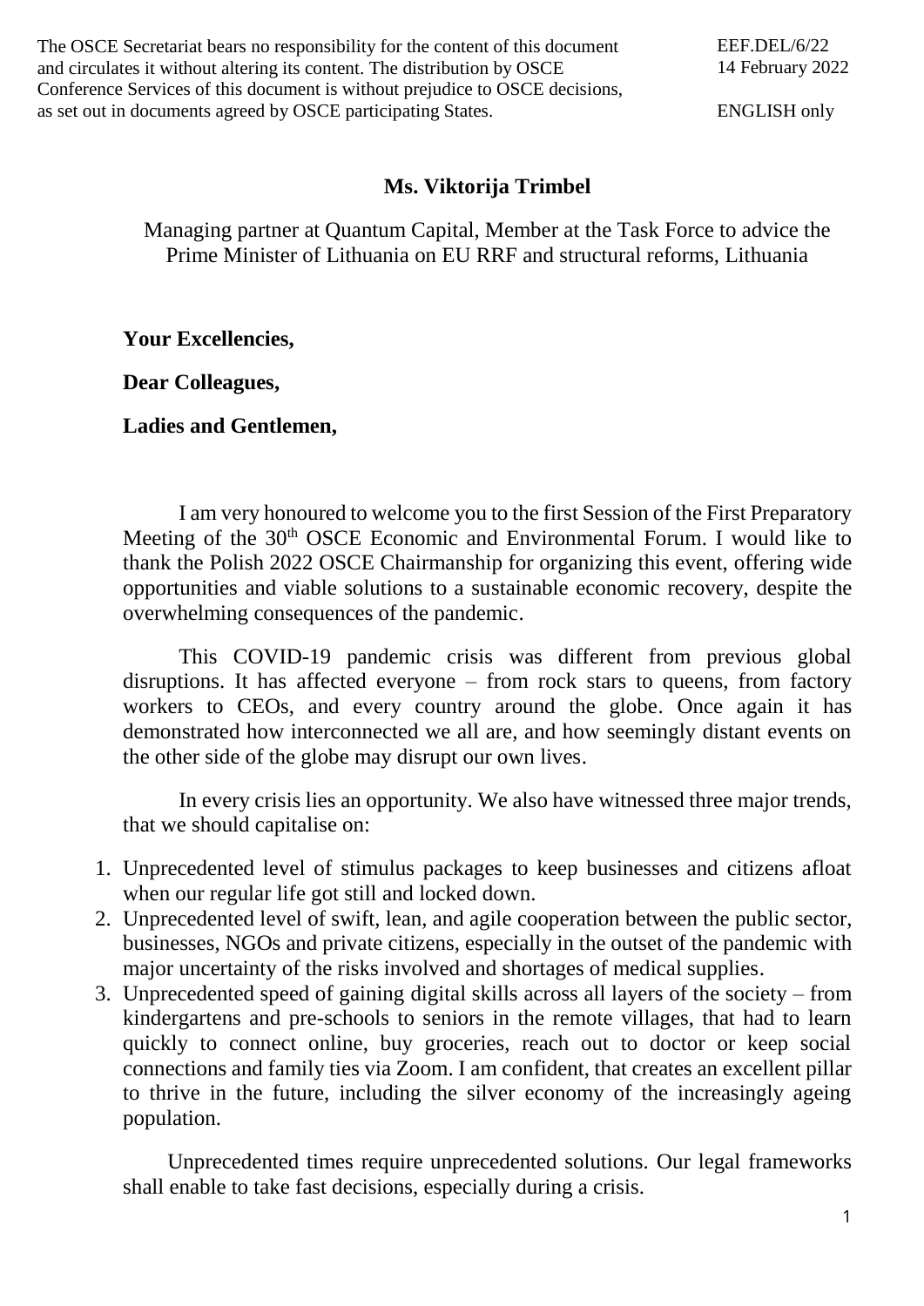The OSCE Secretariat bears no responsibility for the content of this document and circulates it without altering its content. The distribution by OSCE Conference Services of this document is without prejudice to OSCE decisions, as set out in documents agreed by OSCE participating States.

EEF.DEL/6/22
14 February 2022

ENGLISH only

**Ms. Viktorija Trimbel**

Managing partner at Quantum Capital, Member at the Task Force to advice the Prime Minister of Lithuania on EU RRF and structural reforms, Lithuania

**Your Excellencies,**

**Dear Colleagues,**

**Ladies and Gentlemen,**

I am very honoured to welcome you to the first Session of the First Preparatory Meeting of the 30th OSCE Economic and Environmental Forum. I would like to thank the Polish 2022 OSCE Chairmanship for organizing this event, offering wide opportunities and viable solutions to a sustainable economic recovery, despite the overwhelming consequences of the pandemic.

This COVID-19 pandemic crisis was different from previous global disruptions. It has affected everyone – from rock stars to queens, from factory workers to CEOs, and every country around the globe. Once again it has demonstrated how interconnected we all are, and how seemingly distant events on the other side of the globe may disrupt our own lives.

In every crisis lies an opportunity. We also have witnessed three major trends, that we should capitalise on:

1. Unprecedented level of stimulus packages to keep businesses and citizens afloat when our regular life got still and locked down.
2. Unprecedented level of swift, lean, and agile cooperation between the public sector, businesses, NGOs and private citizens, especially in the outset of the pandemic with major uncertainty of the risks involved and shortages of medical supplies.
3. Unprecedented speed of gaining digital skills across all layers of the society – from kindergartens and pre-schools to seniors in the remote villages, that had to learn quickly to connect online, buy groceries, reach out to doctor or keep social connections and family ties via Zoom. I am confident, that creates an excellent pillar to thrive in the future, including the silver economy of the increasingly ageing population.

Unprecedented times require unprecedented solutions. Our legal frameworks shall enable to take fast decisions, especially during a crisis.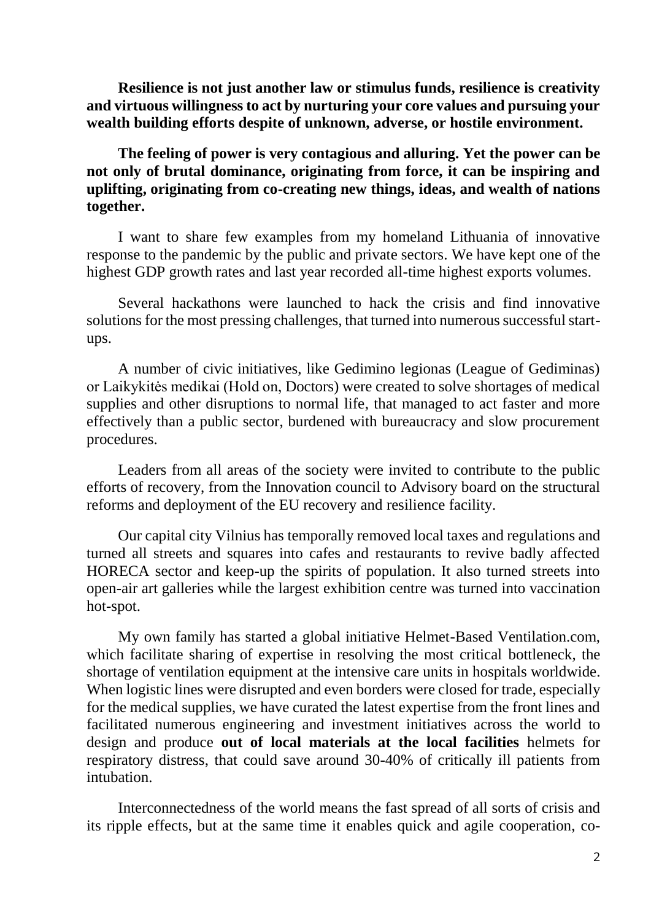**Resilience is not just another law or stimulus funds, resilience is creativity and virtuous willingness to act by nurturing your core values and pursuing your wealth building efforts despite of unknown, adverse, or hostile environment.**

**The feeling of power is very contagious and alluring. Yet the power can be not only of brutal dominance, originating from force, it can be inspiring and uplifting, originating from co-creating new things, ideas, and wealth of nations together.**

I want to share few examples from my homeland Lithuania of innovative response to the pandemic by the public and private sectors. We have kept one of the highest GDP growth rates and last year recorded all-time highest exports volumes.

Several hackathons were launched to hack the crisis and find innovative solutions for the most pressing challenges, that turned into numerous successful start-ups.

A number of civic initiatives, like Gedimino legionas (League of Gediminas) or Laikykitės medikai (Hold on, Doctors) were created to solve shortages of medical supplies and other disruptions to normal life, that managed to act faster and more effectively than a public sector, burdened with bureaucracy and slow procurement procedures.

Leaders from all areas of the society were invited to contribute to the public efforts of recovery, from the Innovation council to Advisory board on the structural reforms and deployment of the EU recovery and resilience facility.

Our capital city Vilnius has temporally removed local taxes and regulations and turned all streets and squares into cafes and restaurants to revive badly affected HORECA sector and keep-up the spirits of population. It also turned streets into open-air art galleries while the largest exhibition centre was turned into vaccination hot-spot.

My own family has started a global initiative Helmet-Based Ventilation.com, which facilitate sharing of expertise in resolving the most critical bottleneck, the shortage of ventilation equipment at the intensive care units in hospitals worldwide. When logistic lines were disrupted and even borders were closed for trade, especially for the medical supplies, we have curated the latest expertise from the front lines and facilitated numerous engineering and investment initiatives across the world to design and produce **out of local materials at the local facilities** helmets for respiratory distress, that could save around 30-40% of critically ill patients from intubation.

Interconnectedness of the world means the fast spread of all sorts of crisis and its ripple effects, but at the same time it enables quick and agile cooperation, co-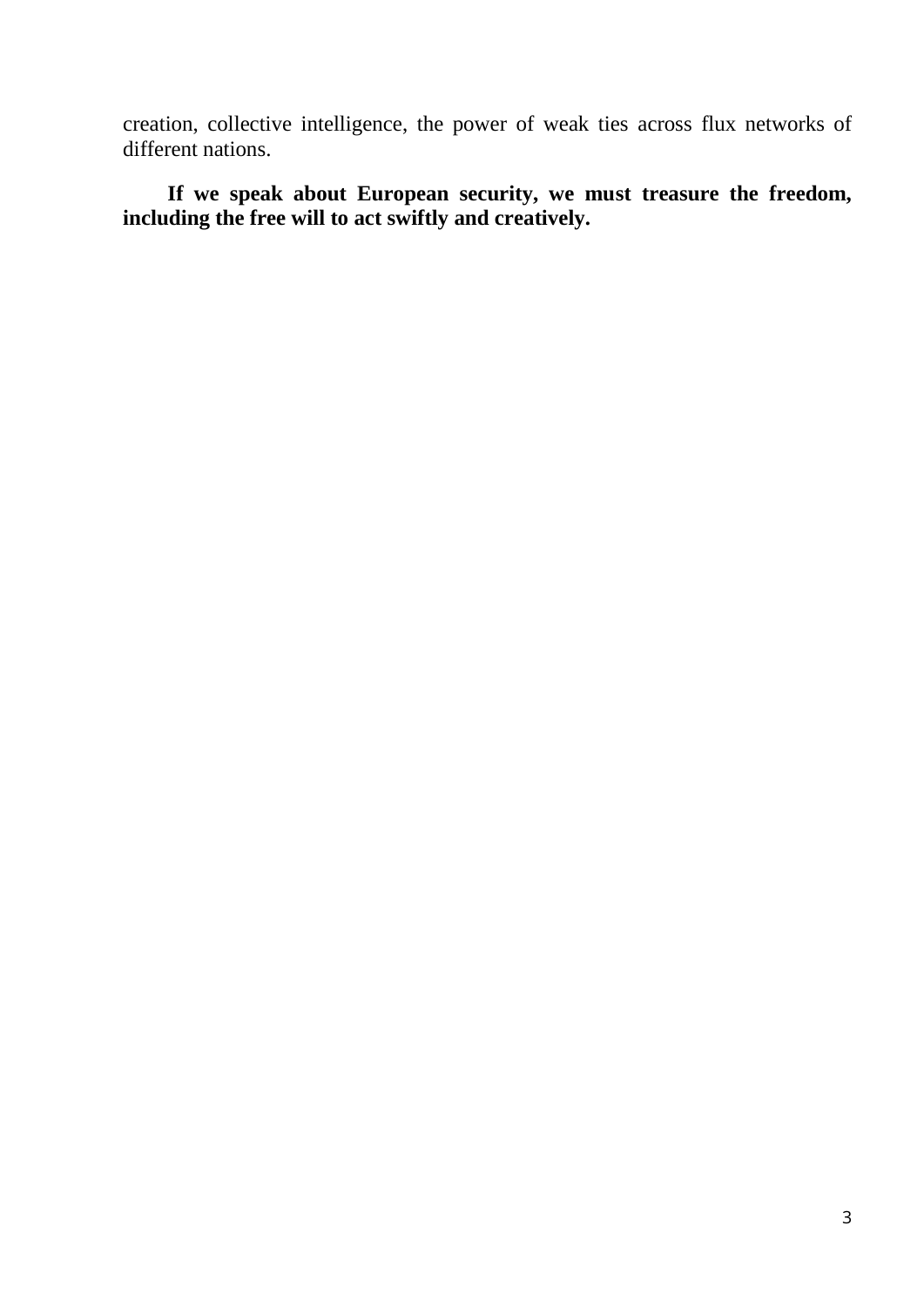creation, collective intelligence, the power of weak ties across flux networks of different nations.

**If we speak about European security, we must treasure the freedom, including the free will to act swiftly and creatively.**